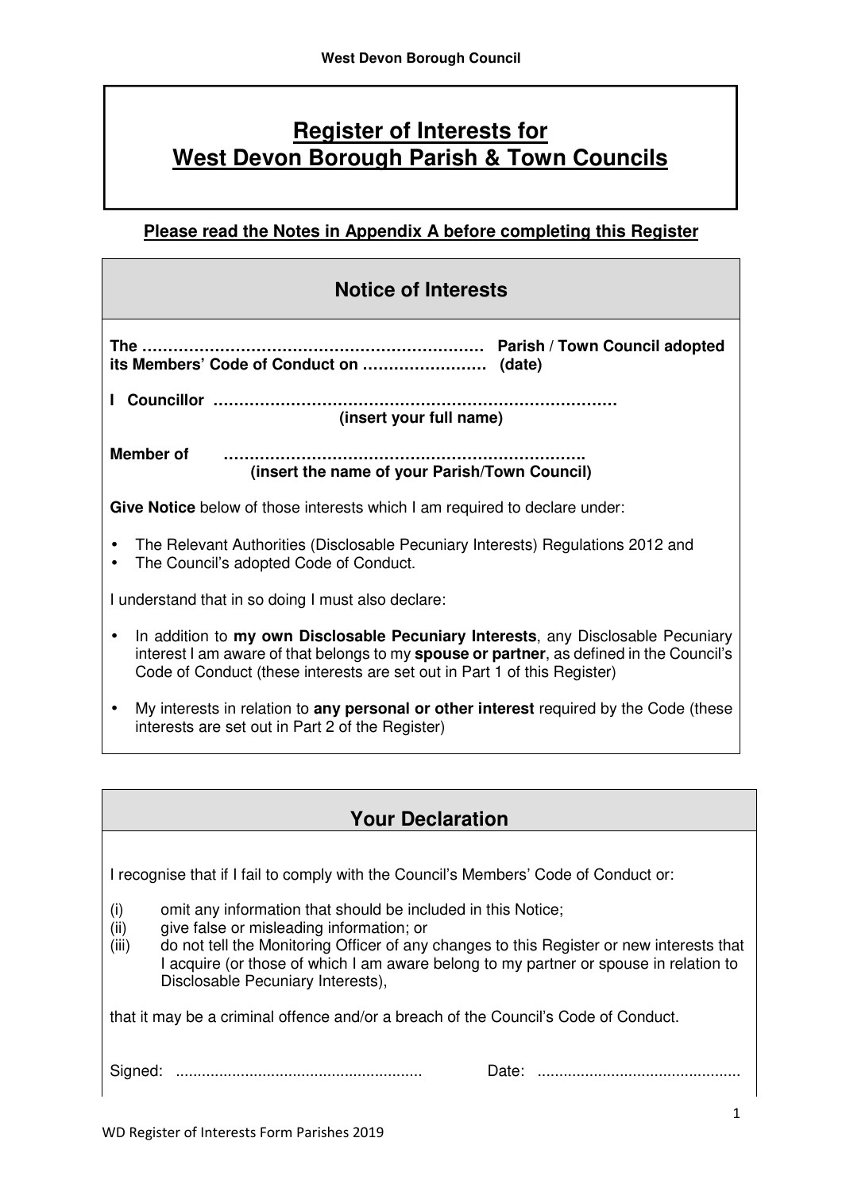# Register of Interests for West Devon Borough Parish & Town Councils

**Please read the Notes in Appendix A before completing this Register**

## Notice of Interests

**The ………………………………………………………… Parish / Town Council adopted its Members' Code of Conduct on …………………… (date)**

**I Councillor ……………………………………………………………………**
**(insert your full name)**

**Member of ……………………………………………………………..**
**(insert the name of your Parish/Town Council)**

**Give Notice** below of those interests which I am required to declare under:

- The Relevant Authorities (Disclosable Pecuniary Interests) Regulations 2012 and
- The Council's adopted Code of Conduct.

I understand that in so doing I must also declare:

- In addition to **my own Disclosable Pecuniary Interests**, any Disclosable Pecuniary interest I am aware of that belongs to my **spouse or partner**, as defined in the Council's Code of Conduct (these interests are set out in Part 1 of this Register)
- My interests in relation to **any personal or other interest** required by the Code (these interests are set out in Part 2 of the Register)

## Your Declaration

I recognise that if I fail to comply with the Council's Members' Code of Conduct or:

(i) omit any information that should be included in this Notice;
(ii) give false or misleading information; or
(iii) do not tell the Monitoring Officer of any changes to this Register or new interests that I acquire (or those of which I am aware belong to my partner or spouse in relation to Disclosable Pecuniary Interests),

that it may be a criminal offence and/or a breach of the Council's Code of Conduct.

Signed: ......................................................... Date: ...............................................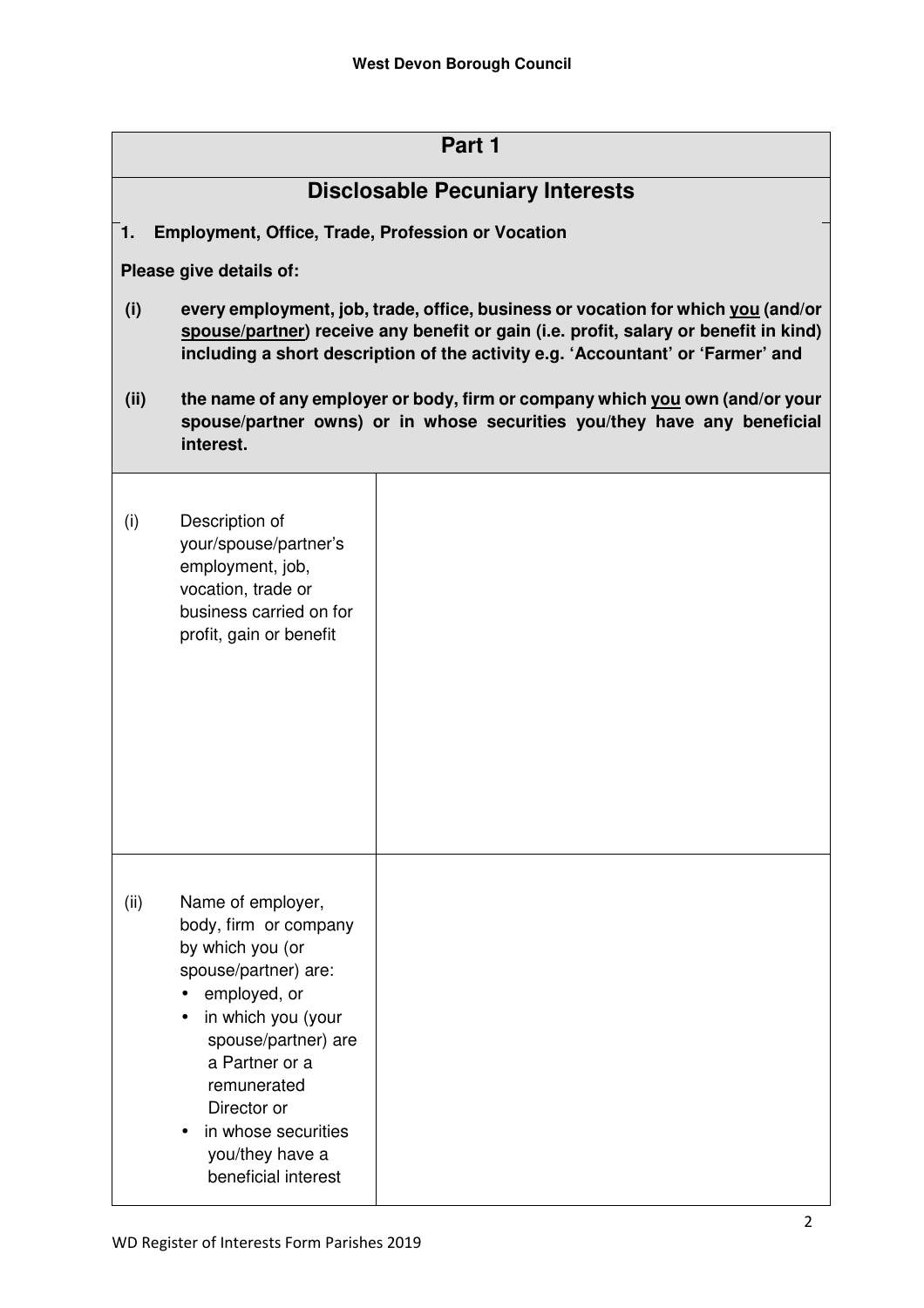## Part 1

## Disclosable Pecuniary Interests

**1. Employment, Office, Trade, Profession or Vocation**

**Please give details of:**

**(i) every employment, job, trade, office, business or vocation for which <u>you</u> (and/or <u>spouse/partner</u>) receive any benefit or gain (i.e. profit, salary or benefit in kind) including a short description of the activity e.g. 'Accountant' or 'Farmer' and**

**(ii) the name of any employer or body, firm or company which <u>you</u> own (and/or your spouse/partner owns) or in whose securities you/they have any beneficial interest.**

| | |
|---|---|
| (i) Description of your/spouse/partner's employment, job, vocation, trade or business carried on for profit, gain or benefit | |
| (ii) Name of employer, body, firm or company by which you (or spouse/partner) are:<br>• employed, or<br>• in which you (your spouse/partner) are a Partner or a remunerated Director or<br>• in whose securities you/they have a beneficial interest | |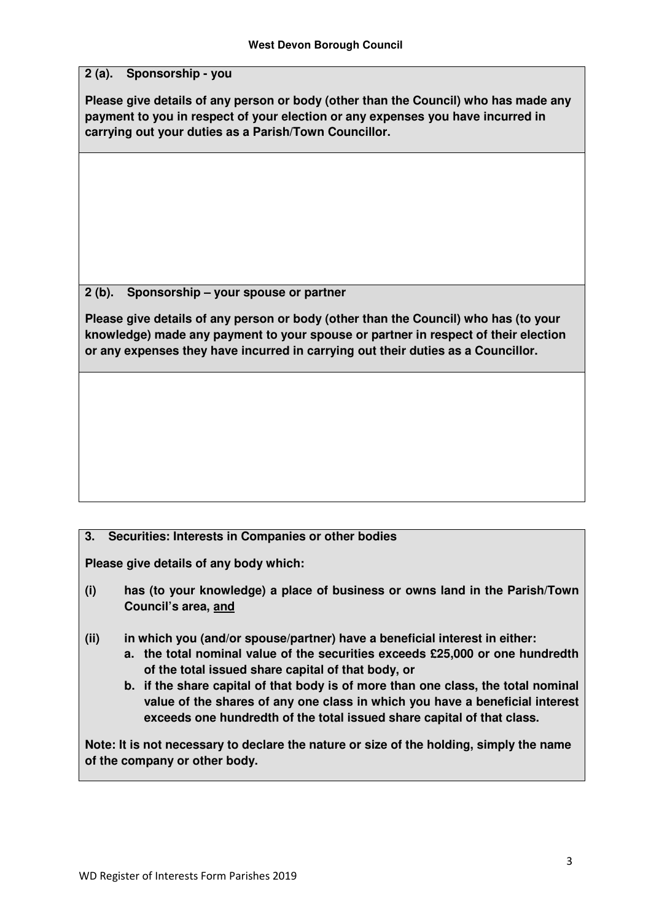**2 (a). Sponsorship - you**

**Please give details of any person or body (other than the Council) who has made any payment to you in respect of your election or any expenses you have incurred in carrying out your duties as a Parish/Town Councillor.**

**2 (b). Sponsorship – your spouse or partner**

**Please give details of any person or body (other than the Council) who has (to your knowledge) made any payment to your spouse or partner in respect of their election or any expenses they have incurred in carrying out their duties as a Councillor.**

**3. Securities: Interests in Companies or other bodies**

**Please give details of any body which:**

**(i) has (to your knowledge) a place of business or owns land in the Parish/Town Council's area, <u>and</u>**

**(ii) in which you (and/or spouse/partner) have a beneficial interest in either:**

**a. the total nominal value of the securities exceeds £25,000 or one hundredth of the total issued share capital of that body, or**

**b. if the share capital of that body is of more than one class, the total nominal value of the shares of any one class in which you have a beneficial interest exceeds one hundredth of the total issued share capital of that class.**

**Note: It is not necessary to declare the nature or size of the holding, simply the name of the company or other body.**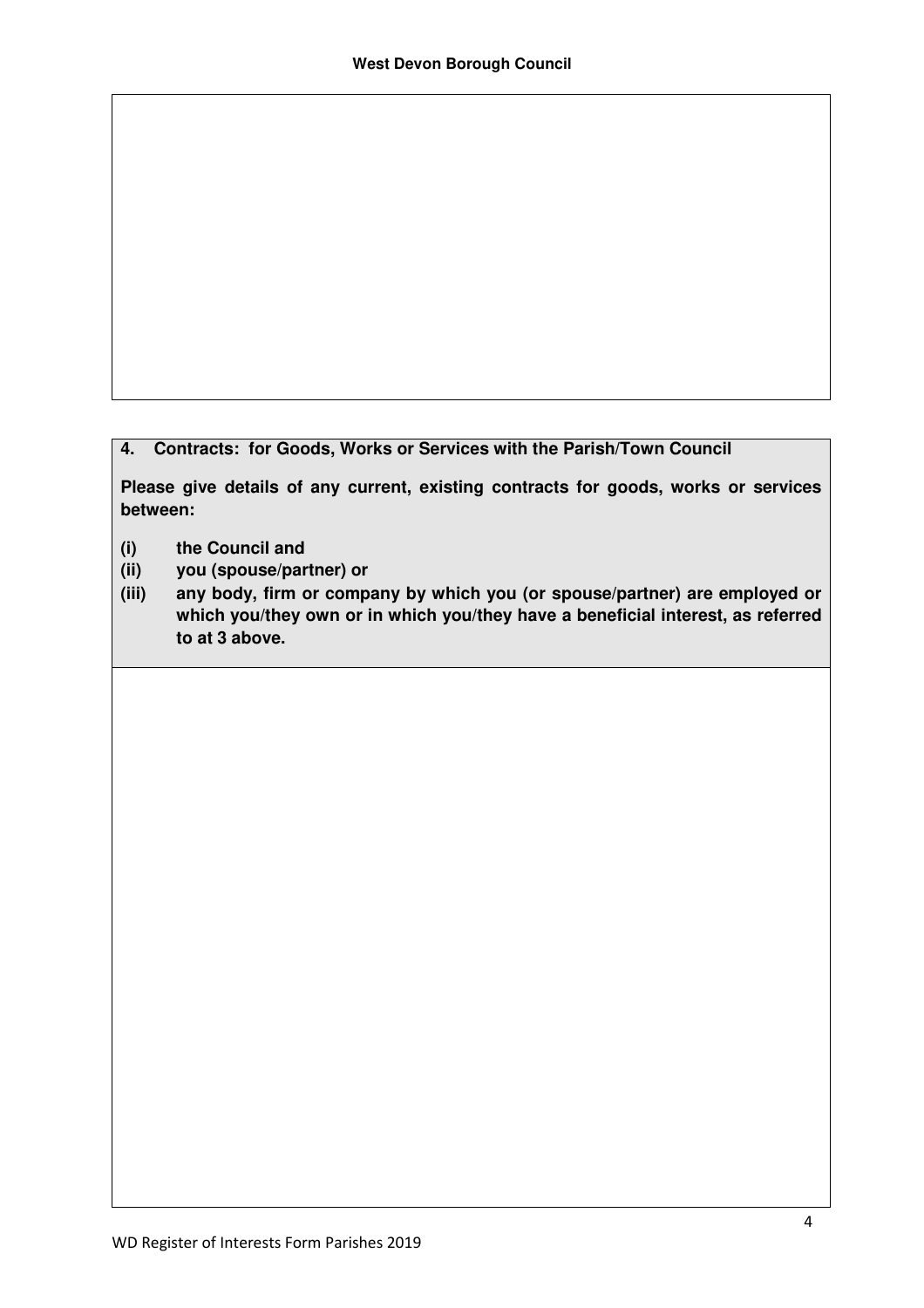**4. Contracts: for Goods, Works or Services with the Parish/Town Council**

**Please give details of any current, existing contracts for goods, works or services between:**

**(i) the Council and**
**(ii) you (spouse/partner) or**
**(iii) any body, firm or company by which you (or spouse/partner) are employed or which you/they own or in which you/they have a beneficial interest, as referred to at 3 above.**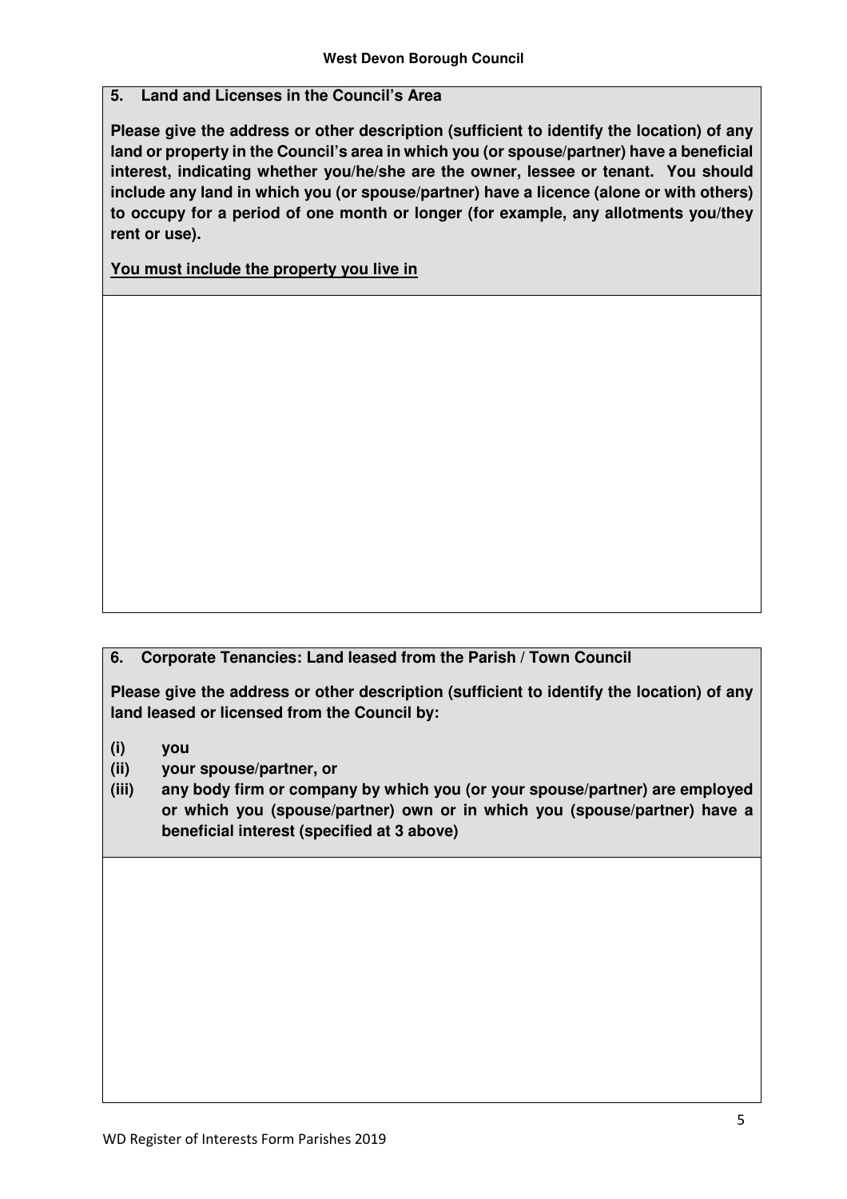## 5. Land and Licenses in the Council's Area

**Please give the address or other description (sufficient to identify the location) of any land or property in the Council's area in which you (or spouse/partner) have a beneficial interest, indicating whether you/he/she are the owner, lessee or tenant. You should include any land in which you (or spouse/partner) have a licence (alone or with others) to occupy for a period of one month or longer (for example, any allotments you/they rent or use).**

**<u>You must include the property you live in</u>**

## 6. Corporate Tenancies: Land leased from the Parish / Town Council

**Please give the address or other description (sufficient to identify the location) of any land leased or licensed from the Council by:**

- **(i) you**
- **(ii) your spouse/partner, or**
- **(iii) any body firm or company by which you (or your spouse/partner) are employed or which you (spouse/partner) own or in which you (spouse/partner) have a beneficial interest (specified at 3 above)**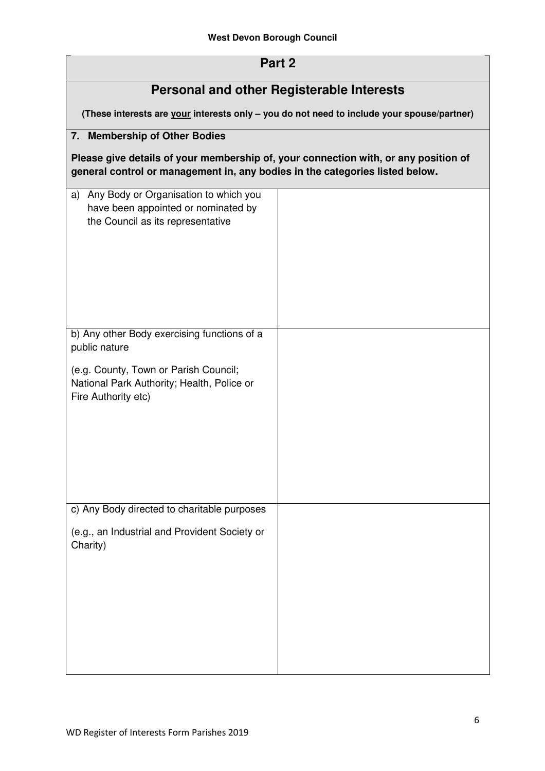## Part 2

## Personal and other Registerable Interests

**(These interests are your interests only – you do not need to include your spouse/partner)**

**7. Membership of Other Bodies**

**Please give details of your membership of, your connection with, or any position of general control or management in, any bodies in the categories listed below.**

| | |
|---|---|
| a) Any Body or Organisation to which you have been appointed or nominated by the Council as its representative | |
| b) Any other Body exercising functions of a public nature<br><br>(e.g. County, Town or Parish Council; National Park Authority; Health, Police or Fire Authority etc) | |
| c) Any Body directed to charitable purposes<br><br>(e.g., an Industrial and Provident Society or Charity) | |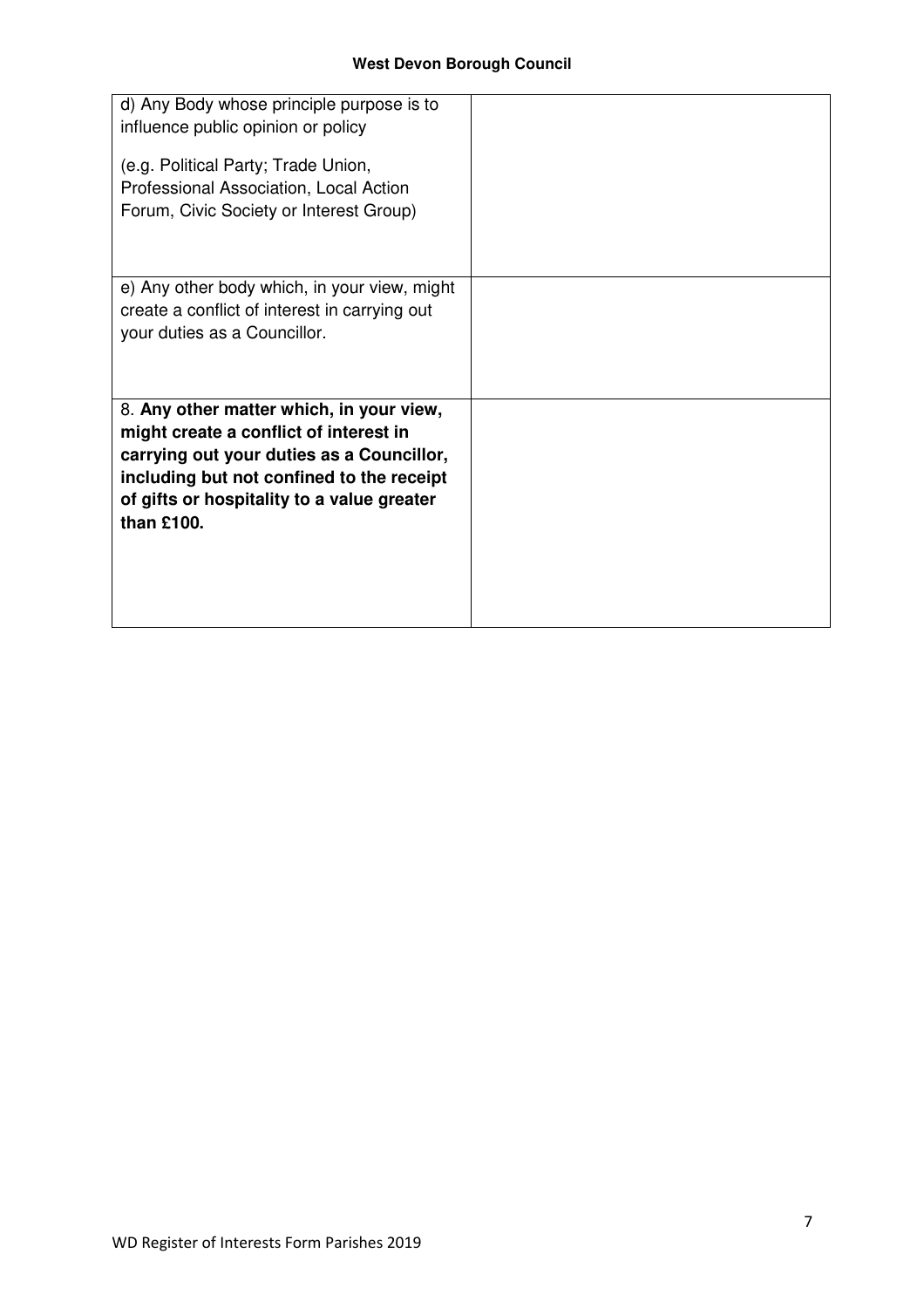| | |
|---|---|
| d) Any Body whose principle purpose is to influence public opinion or policy<br><br>(e.g. Political Party; Trade Union, Professional Association, Local Action Forum, Civic Society or Interest Group) | |
| e) Any other body which, in your view, might create a conflict of interest in carrying out your duties as a Councillor. | |
| 8. **Any other matter which, in your view, might create a conflict of interest in carrying out your duties as a Councillor, including but not confined to the receipt of gifts or hospitality to a value greater than £100.** | |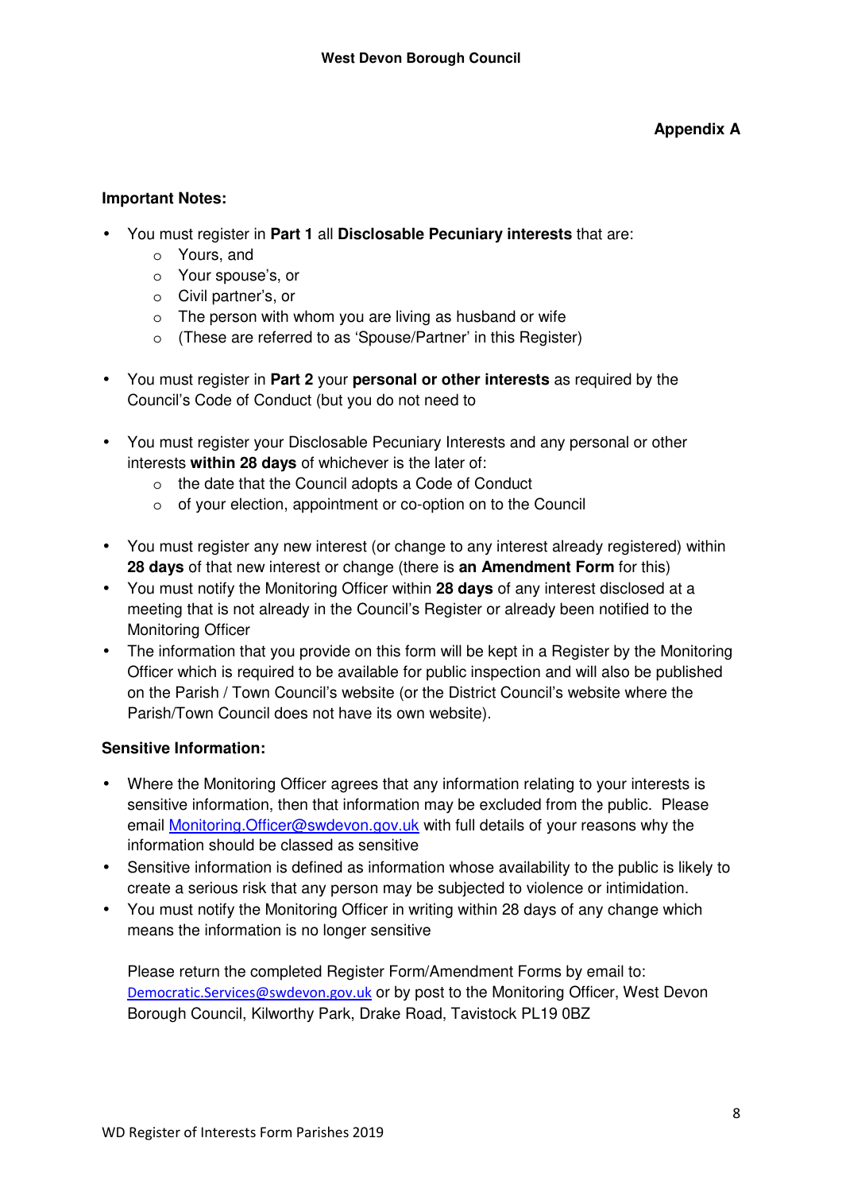**West Devon Borough Council**

**Appendix A**

**Important Notes:**

- You must register in **Part 1** all **Disclosable Pecuniary interests** that are:
  - Yours, and
  - Your spouse's, or
  - Civil partner's, or
  - The person with whom you are living as husband or wife
  - (These are referred to as 'Spouse/Partner' in this Register)
- You must register in **Part 2** your **personal or other interests** as required by the Council's Code of Conduct (but you do not need to
- You must register your Disclosable Pecuniary Interests and any personal or other interests **within 28 days** of whichever is the later of:
  - the date that the Council adopts a Code of Conduct
  - of your election, appointment or co-option on to the Council
- You must register any new interest (or change to any interest already registered) within **28 days** of that new interest or change (there is **an Amendment Form** for this)
- You must notify the Monitoring Officer within **28 days** of any interest disclosed at a meeting that is not already in the Council's Register or already been notified to the Monitoring Officer
- The information that you provide on this form will be kept in a Register by the Monitoring Officer which is required to be available for public inspection and will also be published on the Parish / Town Council's website (or the District Council's website where the Parish/Town Council does not have its own website).

**Sensitive Information:**

- Where the Monitoring Officer agrees that any information relating to your interests is sensitive information, then that information may be excluded from the public. Please email Monitoring.Officer@swdevon.gov.uk with full details of your reasons why the information should be classed as sensitive
- Sensitive information is defined as information whose availability to the public is likely to create a serious risk that any person may be subjected to violence or intimidation.
- You must notify the Monitoring Officer in writing within 28 days of any change which means the information is no longer sensitive

Please return the completed Register Form/Amendment Forms by email to: Democratic.Services@swdevon.gov.uk or by post to the Monitoring Officer, West Devon Borough Council, Kilworthy Park, Drake Road, Tavistock PL19 0BZ